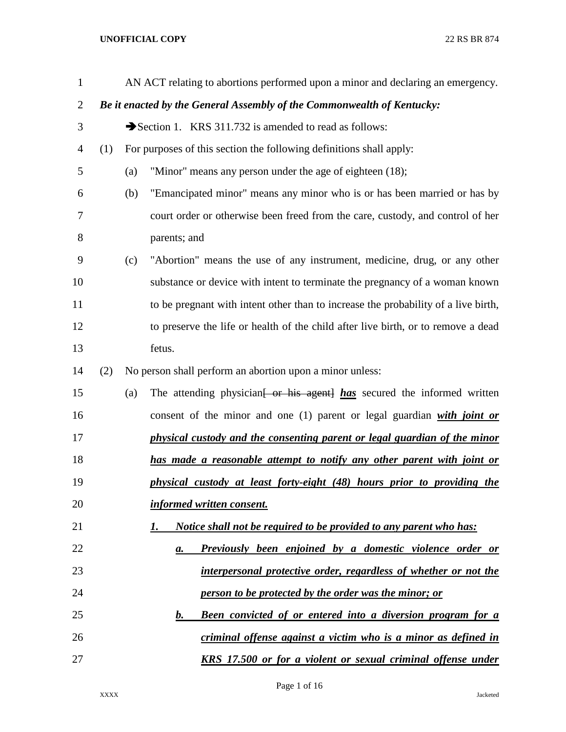AN ACT relating to abortions performed upon a minor and declaring an emergency.

***Be it enacted by the General Assembly of the Commonwealth of Kentucky:***

➔Section 1. KRS 311.732 is amended to read as follows:

(1) For purposes of this section the following definitions shall apply:

(a) "Minor" means any person under the age of eighteen (18);

(b) "Emancipated minor" means any minor who is or has been married or has by court order or otherwise been freed from the care, custody, and control of her parents; and

(c) "Abortion" means the use of any instrument, medicine, drug, or any other substance or device with intent to terminate the pregnancy of a woman known to be pregnant with intent other than to increase the probability of a live birth, to preserve the life or health of the child after live birth, or to remove a dead fetus.

(2) No person shall perform an abortion upon a minor unless:

(a) The attending physician~~[ or his agent]~~ ***has*** secured the informed written consent of the minor and one (1) parent or legal guardian ***with joint or physical custody and the consenting parent or legal guardian of the minor has made a reasonable attempt to notify any other parent with joint or physical custody at least forty-eight (48) hours prior to providing the informed written consent.***

***1. Notice shall not be required to be provided to any parent who has:***

***a. Previously been enjoined by a domestic violence order or interpersonal protective order, regardless of whether or not the person to be protected by the order was the minor; or***

***b. Been convicted of or entered into a diversion program for a criminal offense against a victim who is a minor as defined in KRS 17.500 or for a violent or sexual criminal offense under***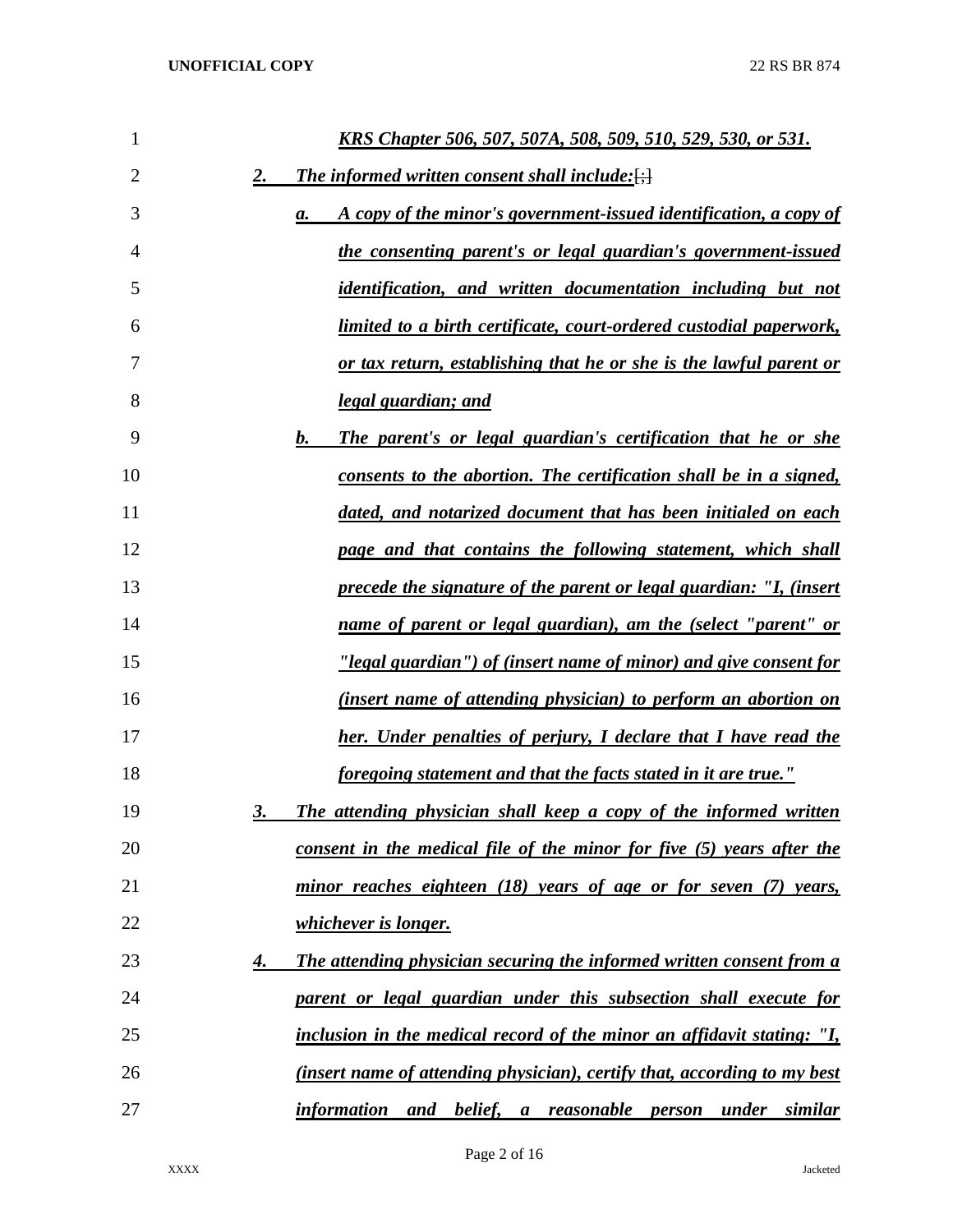*__KRS Chapter 506, 507, 507A, 508, 509, 510, 529, 530, or 531.__*

*__2. The informed written consent shall include:__*[;]

*__a. A copy of the minor's government-issued identification, a copy of the consenting parent's or legal guardian's government-issued identification, and written documentation including but not limited to a birth certificate, court-ordered custodial paperwork, or tax return, establishing that he or she is the lawful parent or legal guardian; and__*

*__b. The parent's or legal guardian's certification that he or she consents to the abortion. The certification shall be in a signed, dated, and notarized document that has been initialed on each page and that contains the following statement, which shall precede the signature of the parent or legal guardian: "I, (insert name of parent or legal guardian), am the (select "parent" or "legal guardian") of (insert name of minor) and give consent for (insert name of attending physician) to perform an abortion on her. Under penalties of perjury, I declare that I have read the foregoing statement and that the facts stated in it are true."__*

*__3. The attending physician shall keep a copy of the informed written consent in the medical file of the minor for five (5) years after the minor reaches eighteen (18) years of age or for seven (7) years, whichever is longer.__*

*__4. The attending physician securing the informed written consent from a parent or legal guardian under this subsection shall execute for inclusion in the medical record of the minor an affidavit stating: "I, (insert name of attending physician), certify that, according to my best information and belief, a reasonable person under similar__*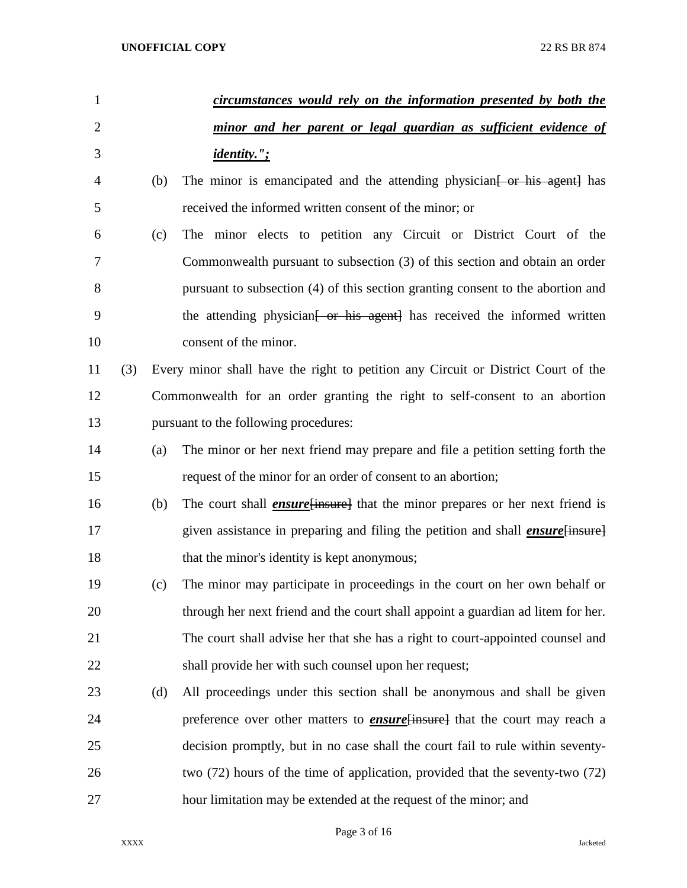***circumstances would rely on the information presented by both the minor and her parent or legal guardian as sufficient evidence of identity.";***

(b) The minor is emancipated and the attending physician~~[ or his agent]~~ has received the informed written consent of the minor; or

(c) The minor elects to petition any Circuit or District Court of the Commonwealth pursuant to subsection (3) of this section and obtain an order pursuant to subsection (4) of this section granting consent to the abortion and the attending physician~~[ or his agent]~~ has received the informed written consent of the minor.

(3) Every minor shall have the right to petition any Circuit or District Court of the Commonwealth for an order granting the right to self-consent to an abortion pursuant to the following procedures:

(a) The minor or her next friend may prepare and file a petition setting forth the request of the minor for an order of consent to an abortion;

(b) The court shall ***ensure***~~[insure]~~ that the minor prepares or her next friend is given assistance in preparing and filing the petition and shall ***ensure***~~[insure]~~ that the minor's identity is kept anonymous;

(c) The minor may participate in proceedings in the court on her own behalf or through her next friend and the court shall appoint a guardian ad litem for her. The court shall advise her that she has a right to court-appointed counsel and shall provide her with such counsel upon her request;

(d) All proceedings under this section shall be anonymous and shall be given preference over other matters to ***ensure***~~[insure]~~ that the court may reach a decision promptly, but in no case shall the court fail to rule within seventy-two (72) hours of the time of application, provided that the seventy-two (72) hour limitation may be extended at the request of the minor; and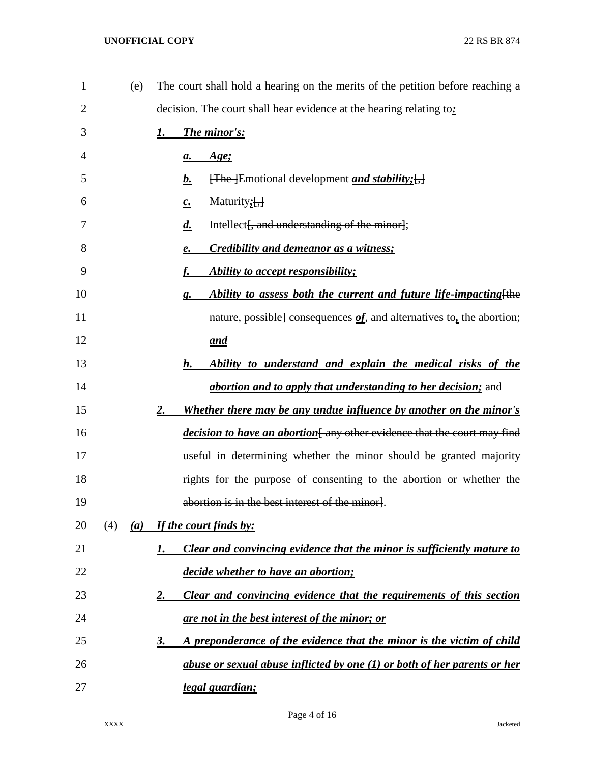(e) The court shall hold a hearing on the merits of the petition before reaching a decision. The court shall hear evidence at the hearing relating to***:***

***1. The minor's:***

***a. Age;***

***b.*** ~~[The ]~~Emotional development ***and stability;***~~[,]~~

***c.*** Maturity***;***~~[,]~~

***d.*** Intellect~~[, and understanding of the minor]~~;

***e. Credibility and demeanor as a witness;***

***f. Ability to accept responsibility;***

***g. Ability to assess both the current and future life-impacting***~~[the nature, possible]~~ consequences ***of***, and alternatives to***,*** the abortion; ***and***

***h. Ability to understand and explain the medical risks of the abortion and to apply that understanding to her decision;*** and

***2. Whether there may be any undue influence by another on the minor's decision to have an abortion***~~[ any other evidence that the court may find useful in determining whether the minor should be granted majority rights for the purpose of consenting to the abortion or whether the abortion is in the best interest of the minor]~~.

(4) ***(a) If the court finds by:***

***1. Clear and convincing evidence that the minor is sufficiently mature to decide whether to have an abortion;***

***2. Clear and convincing evidence that the requirements of this section are not in the best interest of the minor; or***

***3. A preponderance of the evidence that the minor is the victim of child abuse or sexual abuse inflicted by one (1) or both of her parents or her legal guardian;***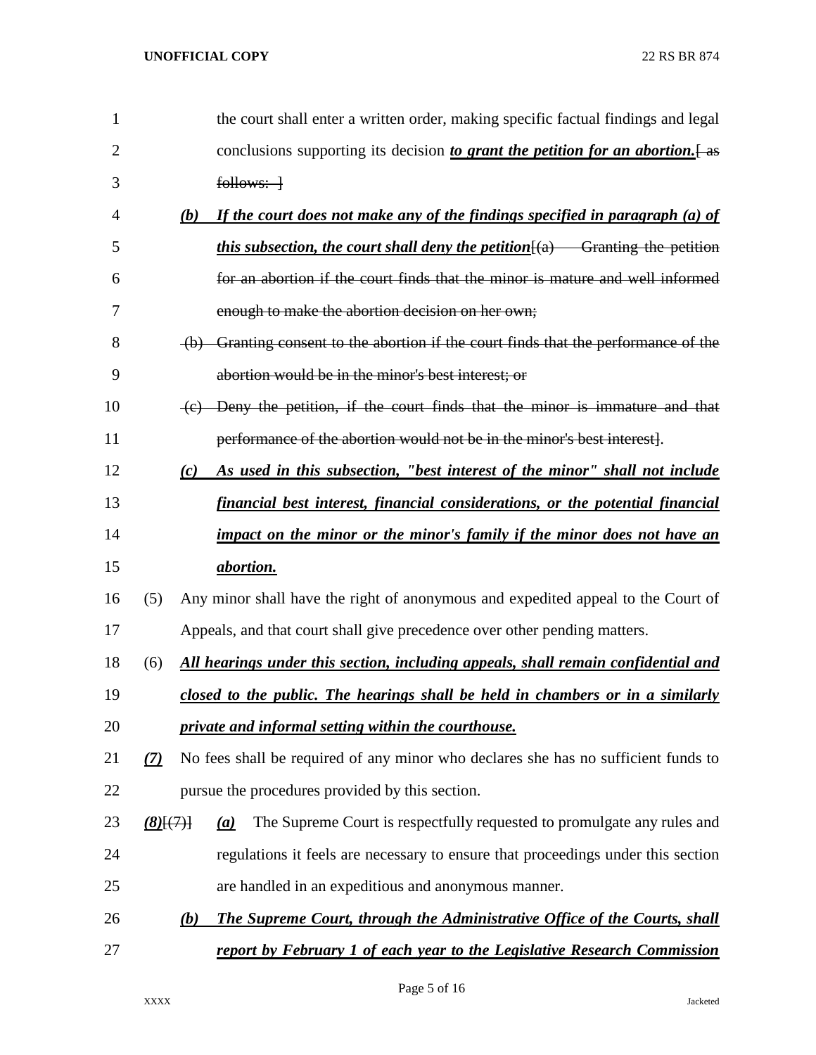the court shall enter a written order, making specific factual findings and legal conclusions supporting its decision ***to grant the petition for an abortion.***[ as follows: ]

***(b) If the court does not make any of the findings specified in paragraph (a) of this subsection, the court shall deny the petition***[(a) Granting the petition for an abortion if the court finds that the minor is mature and well informed enough to make the abortion decision on her own;

(b) Granting consent to the abortion if the court finds that the performance of the abortion would be in the minor's best interest; or

(c) Deny the petition, if the court finds that the minor is immature and that performance of the abortion would not be in the minor's best interest].

***(c) As used in this subsection, "best interest of the minor" shall not include financial best interest, financial considerations, or the potential financial impact on the minor or the minor's family if the minor does not have an abortion.***

(5) Any minor shall have the right of anonymous and expedited appeal to the Court of Appeals, and that court shall give precedence over other pending matters.

(6) ***All hearings under this section, including appeals, shall remain confidential and closed to the public. The hearings shall be held in chambers or in a similarly private and informal setting within the courthouse.***

***(7)*** No fees shall be required of any minor who declares she has no sufficient funds to pursue the procedures provided by this section.

***(8)***[(7)] ***(a)*** The Supreme Court is respectfully requested to promulgate any rules and regulations it feels are necessary to ensure that proceedings under this section are handled in an expeditious and anonymous manner.

***(b) The Supreme Court, through the Administrative Office of the Courts, shall report by February 1 of each year to the Legislative Research Commission***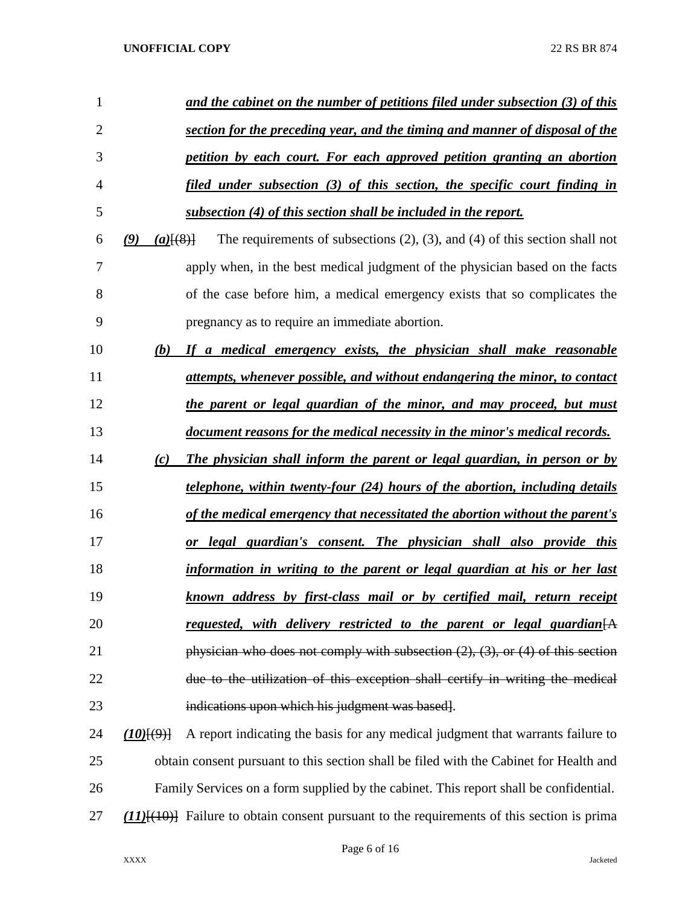***and the cabinet on the number of petitions filed under subsection (3) of this section for the preceding year, and the timing and manner of disposal of the petition by each court. For each approved petition granting an abortion filed under subsection (3) of this section, the specific court finding in subsection (4) of this section shall be included in the report.***

***(9)*** ***(a)***~~[(8)]~~ The requirements of subsections (2), (3), and (4) of this section shall not apply when, in the best medical judgment of the physician based on the facts of the case before him, a medical emergency exists that so complicates the pregnancy as to require an immediate abortion.

***(b)*** ***If a medical emergency exists, the physician shall make reasonable attempts, whenever possible, and without endangering the minor, to contact the parent or legal guardian of the minor, and may proceed, but must document reasons for the medical necessity in the minor's medical records.***

***(c)*** ***The physician shall inform the parent or legal guardian, in person or by telephone, within twenty-four (24) hours of the abortion, including details of the medical emergency that necessitated the abortion without the parent's or legal guardian's consent. The physician shall also provide this information in writing to the parent or legal guardian at his or her last known address by first-class mail or by certified mail, return receipt requested, with delivery restricted to the parent or legal guardian***~~[A physician who does not comply with subsection (2), (3), or (4) of this section due to the utilization of this exception shall certify in writing the medical indications upon which his judgment was based]~~.

***(10)***~~[(9)]~~ A report indicating the basis for any medical judgment that warrants failure to obtain consent pursuant to this section shall be filed with the Cabinet for Health and Family Services on a form supplied by the cabinet. This report shall be confidential.

***(11)***~~[(10)]~~ Failure to obtain consent pursuant to the requirements of this section is prima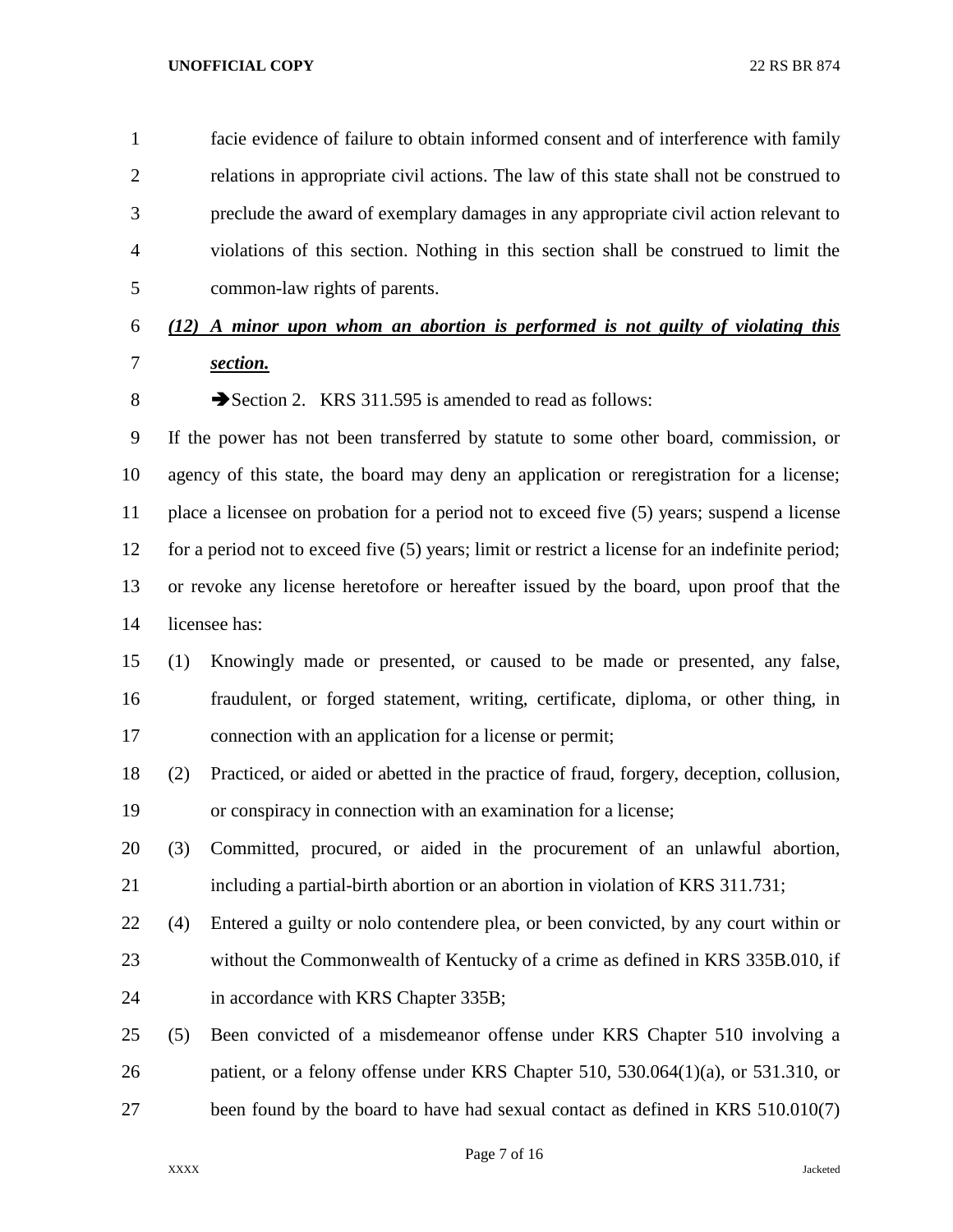facie evidence of failure to obtain informed consent and of interference with family relations in appropriate civil actions. The law of this state shall not be construed to preclude the award of exemplary damages in any appropriate civil action relevant to violations of this section. Nothing in this section shall be construed to limit the common-law rights of parents.

***(12) A minor upon whom an abortion is performed is not guilty of violating this section.***

➔Section 2. KRS 311.595 is amended to read as follows:

If the power has not been transferred by statute to some other board, commission, or agency of this state, the board may deny an application or reregistration for a license; place a licensee on probation for a period not to exceed five (5) years; suspend a license for a period not to exceed five (5) years; limit or restrict a license for an indefinite period; or revoke any license heretofore or hereafter issued by the board, upon proof that the licensee has:

(1) Knowingly made or presented, or caused to be made or presented, any false, fraudulent, or forged statement, writing, certificate, diploma, or other thing, in connection with an application for a license or permit;

(2) Practiced, or aided or abetted in the practice of fraud, forgery, deception, collusion, or conspiracy in connection with an examination for a license;

(3) Committed, procured, or aided in the procurement of an unlawful abortion, including a partial-birth abortion or an abortion in violation of KRS 311.731;

(4) Entered a guilty or nolo contendere plea, or been convicted, by any court within or without the Commonwealth of Kentucky of a crime as defined in KRS 335B.010, if in accordance with KRS Chapter 335B;

(5) Been convicted of a misdemeanor offense under KRS Chapter 510 involving a patient, or a felony offense under KRS Chapter 510, 530.064(1)(a), or 531.310, or been found by the board to have had sexual contact as defined in KRS 510.010(7)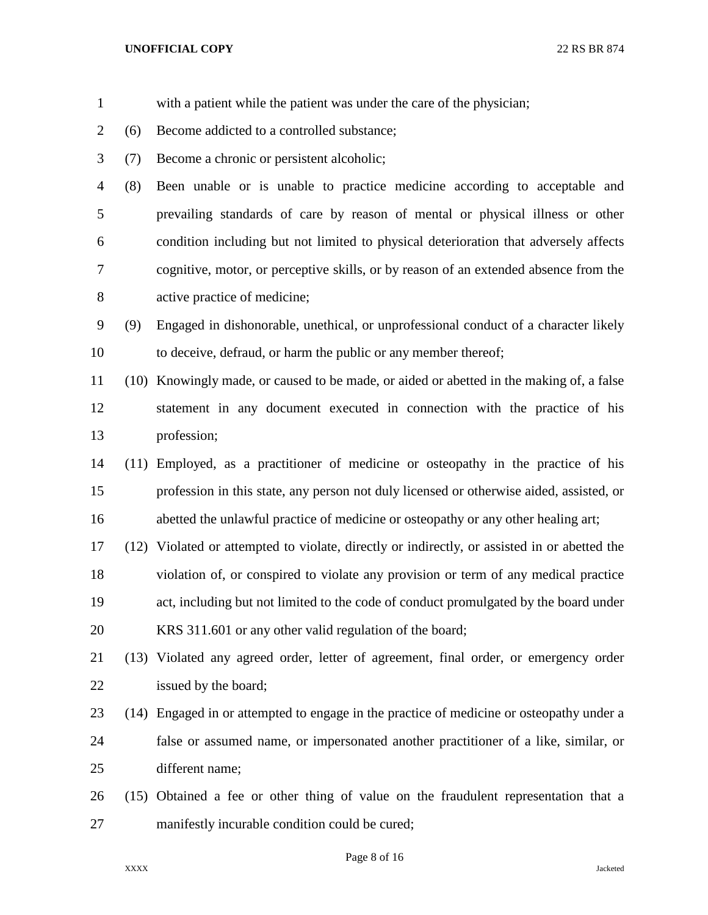with a patient while the patient was under the care of the physician;

(6) Become addicted to a controlled substance;

(7) Become a chronic or persistent alcoholic;

(8) Been unable or is unable to practice medicine according to acceptable and prevailing standards of care by reason of mental or physical illness or other condition including but not limited to physical deterioration that adversely affects cognitive, motor, or perceptive skills, or by reason of an extended absence from the active practice of medicine;

(9) Engaged in dishonorable, unethical, or unprofessional conduct of a character likely to deceive, defraud, or harm the public or any member thereof;

(10) Knowingly made, or caused to be made, or aided or abetted in the making of, a false statement in any document executed in connection with the practice of his profession;

(11) Employed, as a practitioner of medicine or osteopathy in the practice of his profession in this state, any person not duly licensed or otherwise aided, assisted, or abetted the unlawful practice of medicine or osteopathy or any other healing art;

(12) Violated or attempted to violate, directly or indirectly, or assisted in or abetted the violation of, or conspired to violate any provision or term of any medical practice act, including but not limited to the code of conduct promulgated by the board under KRS 311.601 or any other valid regulation of the board;

(13) Violated any agreed order, letter of agreement, final order, or emergency order issued by the board;

(14) Engaged in or attempted to engage in the practice of medicine or osteopathy under a false or assumed name, or impersonated another practitioner of a like, similar, or different name;

(15) Obtained a fee or other thing of value on the fraudulent representation that a manifestly incurable condition could be cured;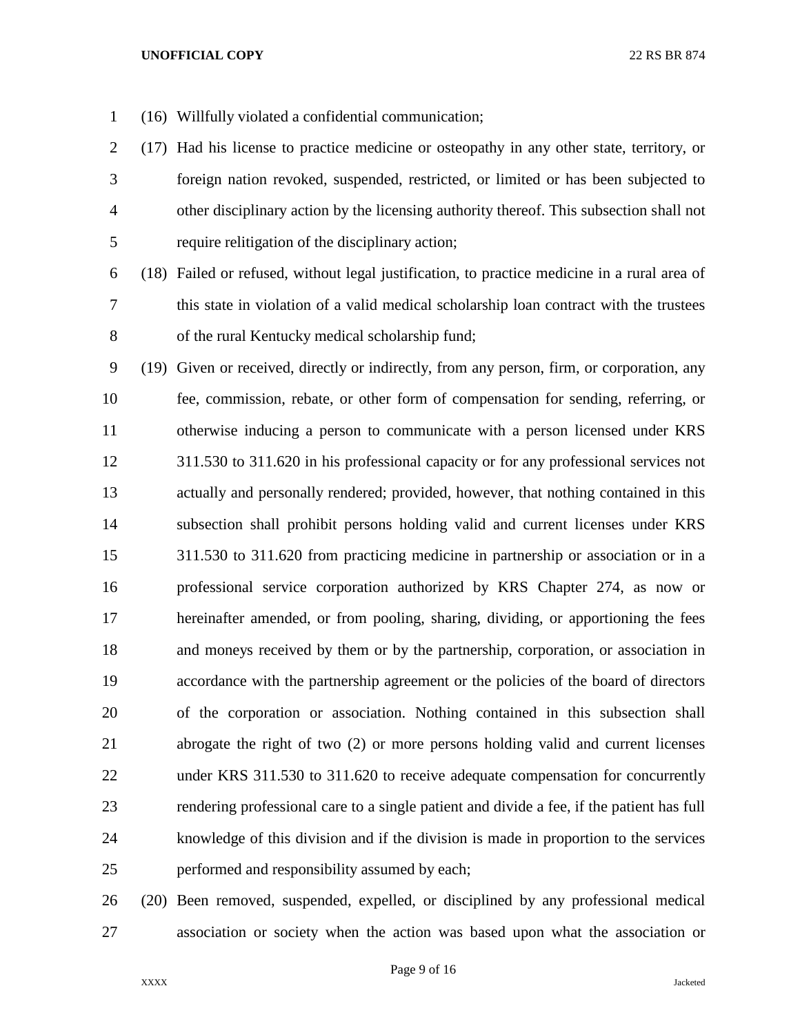(16) Willfully violated a confidential communication;

(17) Had his license to practice medicine or osteopathy in any other state, territory, or foreign nation revoked, suspended, restricted, or limited or has been subjected to other disciplinary action by the licensing authority thereof. This subsection shall not require relitigation of the disciplinary action;

(18) Failed or refused, without legal justification, to practice medicine in a rural area of this state in violation of a valid medical scholarship loan contract with the trustees of the rural Kentucky medical scholarship fund;

(19) Given or received, directly or indirectly, from any person, firm, or corporation, any fee, commission, rebate, or other form of compensation for sending, referring, or otherwise inducing a person to communicate with a person licensed under KRS 311.530 to 311.620 in his professional capacity or for any professional services not actually and personally rendered; provided, however, that nothing contained in this subsection shall prohibit persons holding valid and current licenses under KRS 311.530 to 311.620 from practicing medicine in partnership or association or in a professional service corporation authorized by KRS Chapter 274, as now or hereinafter amended, or from pooling, sharing, dividing, or apportioning the fees and moneys received by them or by the partnership, corporation, or association in accordance with the partnership agreement or the policies of the board of directors of the corporation or association. Nothing contained in this subsection shall abrogate the right of two (2) or more persons holding valid and current licenses under KRS 311.530 to 311.620 to receive adequate compensation for concurrently rendering professional care to a single patient and divide a fee, if the patient has full knowledge of this division and if the division is made in proportion to the services performed and responsibility assumed by each;

(20) Been removed, suspended, expelled, or disciplined by any professional medical association or society when the action was based upon what the association or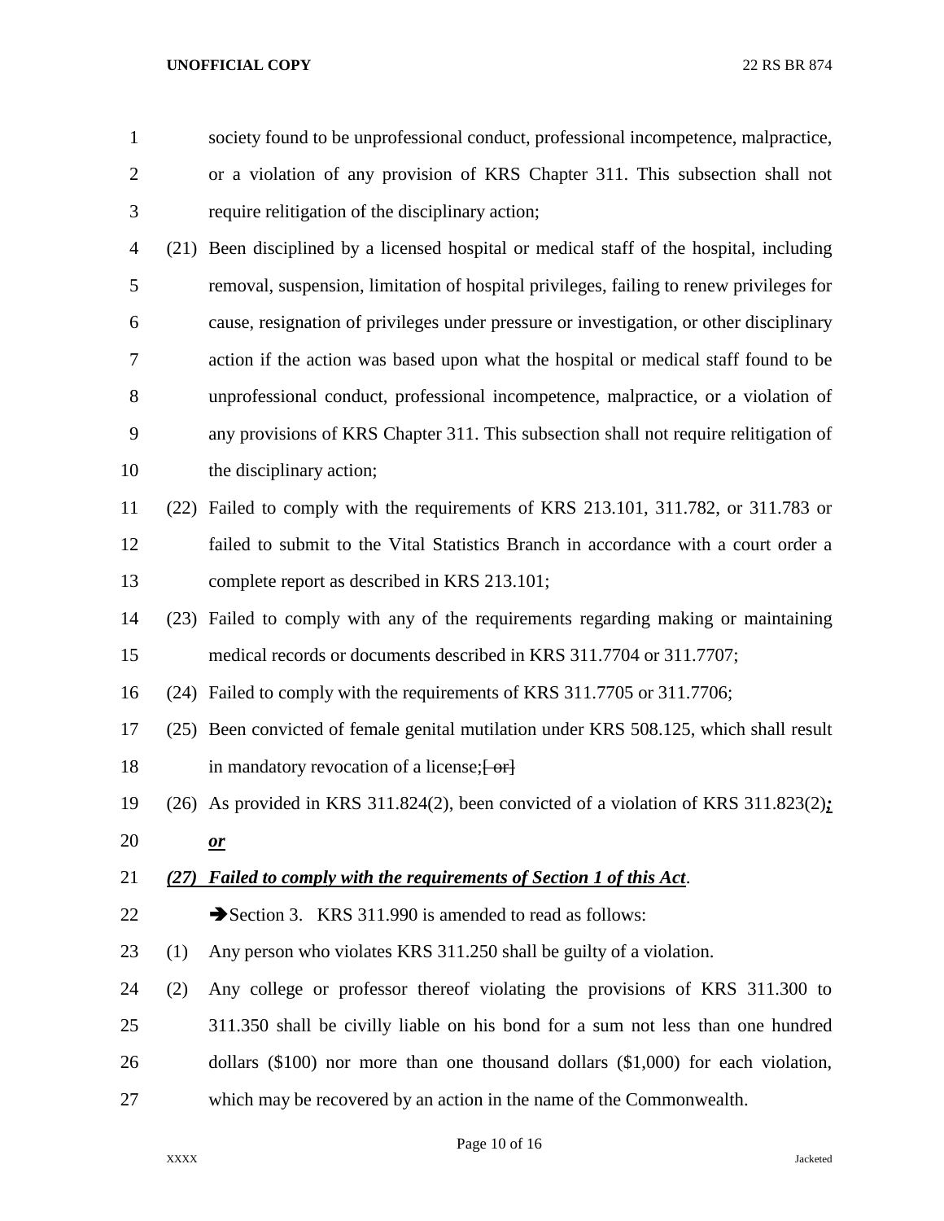society found to be unprofessional conduct, professional incompetence, malpractice, or a violation of any provision of KRS Chapter 311. This subsection shall not require relitigation of the disciplinary action;

(21) Been disciplined by a licensed hospital or medical staff of the hospital, including removal, suspension, limitation of hospital privileges, failing to renew privileges for cause, resignation of privileges under pressure or investigation, or other disciplinary action if the action was based upon what the hospital or medical staff found to be unprofessional conduct, professional incompetence, malpractice, or a violation of any provisions of KRS Chapter 311. This subsection shall not require relitigation of the disciplinary action;

(22) Failed to comply with the requirements of KRS 213.101, 311.782, or 311.783 or failed to submit to the Vital Statistics Branch in accordance with a court order a complete report as described in KRS 213.101;

(23) Failed to comply with any of the requirements regarding making or maintaining medical records or documents described in KRS 311.7704 or 311.7707;

(24) Failed to comply with the requirements of KRS 311.7705 or 311.7706;

(25) Been convicted of female genital mutilation under KRS 508.125, which shall result in mandatory revocation of a license;~~[ or]~~

(26) As provided in KRS 311.824(2), been convicted of a violation of KRS 311.823(2)***;*** ***or***

***(27) Failed to comply with the requirements of Section 1 of this Act***.

➔Section 3. KRS 311.990 is amended to read as follows:

(1) Any person who violates KRS 311.250 shall be guilty of a violation.

(2) Any college or professor thereof violating the provisions of KRS 311.300 to 311.350 shall be civilly liable on his bond for a sum not less than one hundred dollars ($100) nor more than one thousand dollars ($1,000) for each violation, which may be recovered by an action in the name of the Commonwealth.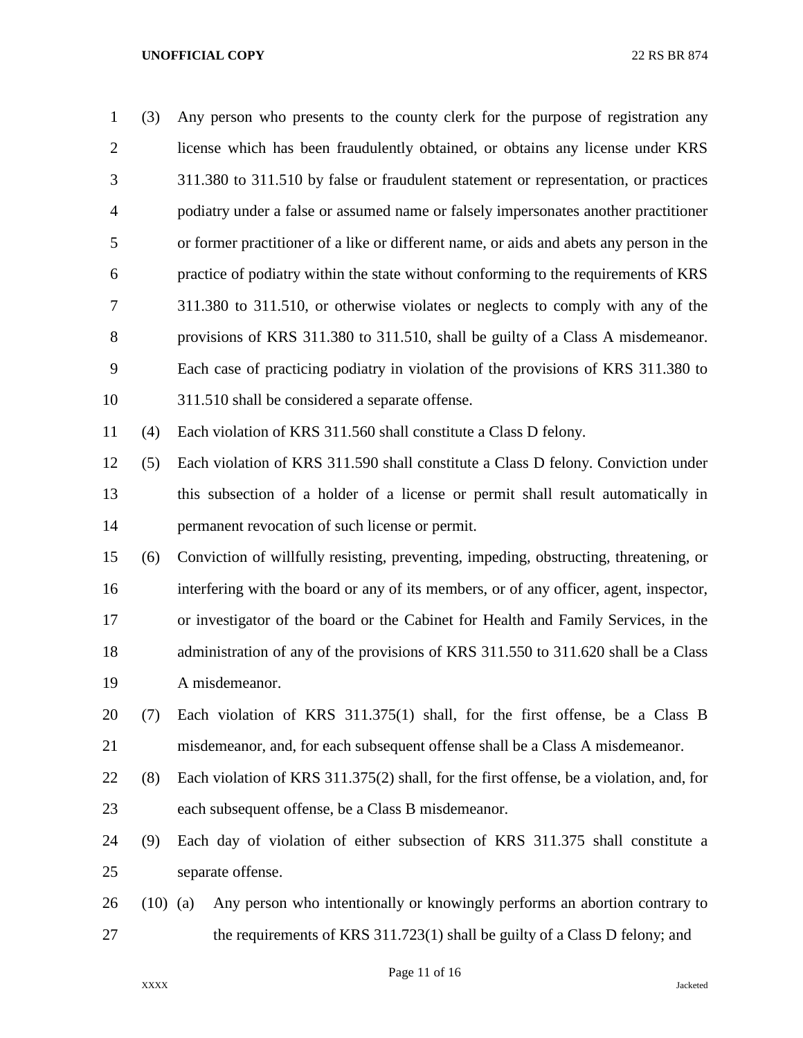(3) Any person who presents to the county clerk for the purpose of registration any license which has been fraudulently obtained, or obtains any license under KRS 311.380 to 311.510 by false or fraudulent statement or representation, or practices podiatry under a false or assumed name or falsely impersonates another practitioner or former practitioner of a like or different name, or aids and abets any person in the practice of podiatry within the state without conforming to the requirements of KRS 311.380 to 311.510, or otherwise violates or neglects to comply with any of the provisions of KRS 311.380 to 311.510, shall be guilty of a Class A misdemeanor. Each case of practicing podiatry in violation of the provisions of KRS 311.380 to 311.510 shall be considered a separate offense.

(4) Each violation of KRS 311.560 shall constitute a Class D felony.

(5) Each violation of KRS 311.590 shall constitute a Class D felony. Conviction under this subsection of a holder of a license or permit shall result automatically in permanent revocation of such license or permit.

(6) Conviction of willfully resisting, preventing, impeding, obstructing, threatening, or interfering with the board or any of its members, or of any officer, agent, inspector, or investigator of the board or the Cabinet for Health and Family Services, in the administration of any of the provisions of KRS 311.550 to 311.620 shall be a Class A misdemeanor.

(7) Each violation of KRS 311.375(1) shall, for the first offense, be a Class B misdemeanor, and, for each subsequent offense shall be a Class A misdemeanor.

(8) Each violation of KRS 311.375(2) shall, for the first offense, be a violation, and, for each subsequent offense, be a Class B misdemeanor.

(9) Each day of violation of either subsection of KRS 311.375 shall constitute a separate offense.

(10) (a) Any person who intentionally or knowingly performs an abortion contrary to the requirements of KRS 311.723(1) shall be guilty of a Class D felony; and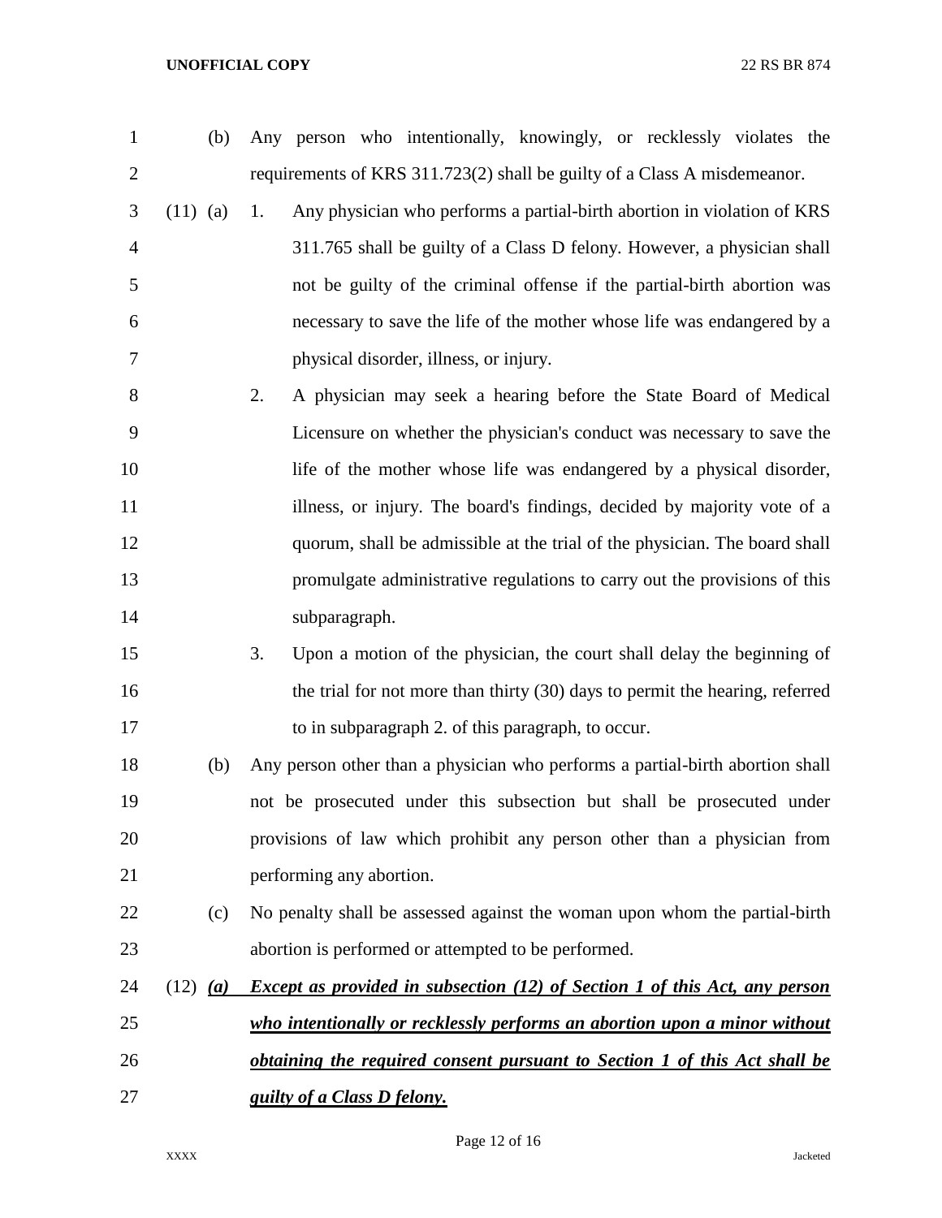(b) Any person who intentionally, knowingly, or recklessly violates the requirements of KRS 311.723(2) shall be guilty of a Class A misdemeanor.

(11) (a) 1. Any physician who performs a partial-birth abortion in violation of KRS 311.765 shall be guilty of a Class D felony. However, a physician shall not be guilty of the criminal offense if the partial-birth abortion was necessary to save the life of the mother whose life was endangered by a physical disorder, illness, or injury.

2. A physician may seek a hearing before the State Board of Medical Licensure on whether the physician's conduct was necessary to save the life of the mother whose life was endangered by a physical disorder, illness, or injury. The board's findings, decided by majority vote of a quorum, shall be admissible at the trial of the physician. The board shall promulgate administrative regulations to carry out the provisions of this subparagraph.

3. Upon a motion of the physician, the court shall delay the beginning of the trial for not more than thirty (30) days to permit the hearing, referred to in subparagraph 2. of this paragraph, to occur.

(b) Any person other than a physician who performs a partial-birth abortion shall not be prosecuted under this subsection but shall be prosecuted under provisions of law which prohibit any person other than a physician from performing any abortion.

(c) No penalty shall be assessed against the woman upon whom the partial-birth abortion is performed or attempted to be performed.

(12) ***(a)*** ***Except as provided in subsection (12) of Section 1 of this Act, any person who intentionally or recklessly performs an abortion upon a minor without obtaining the required consent pursuant to Section 1 of this Act shall be guilty of a Class D felony.***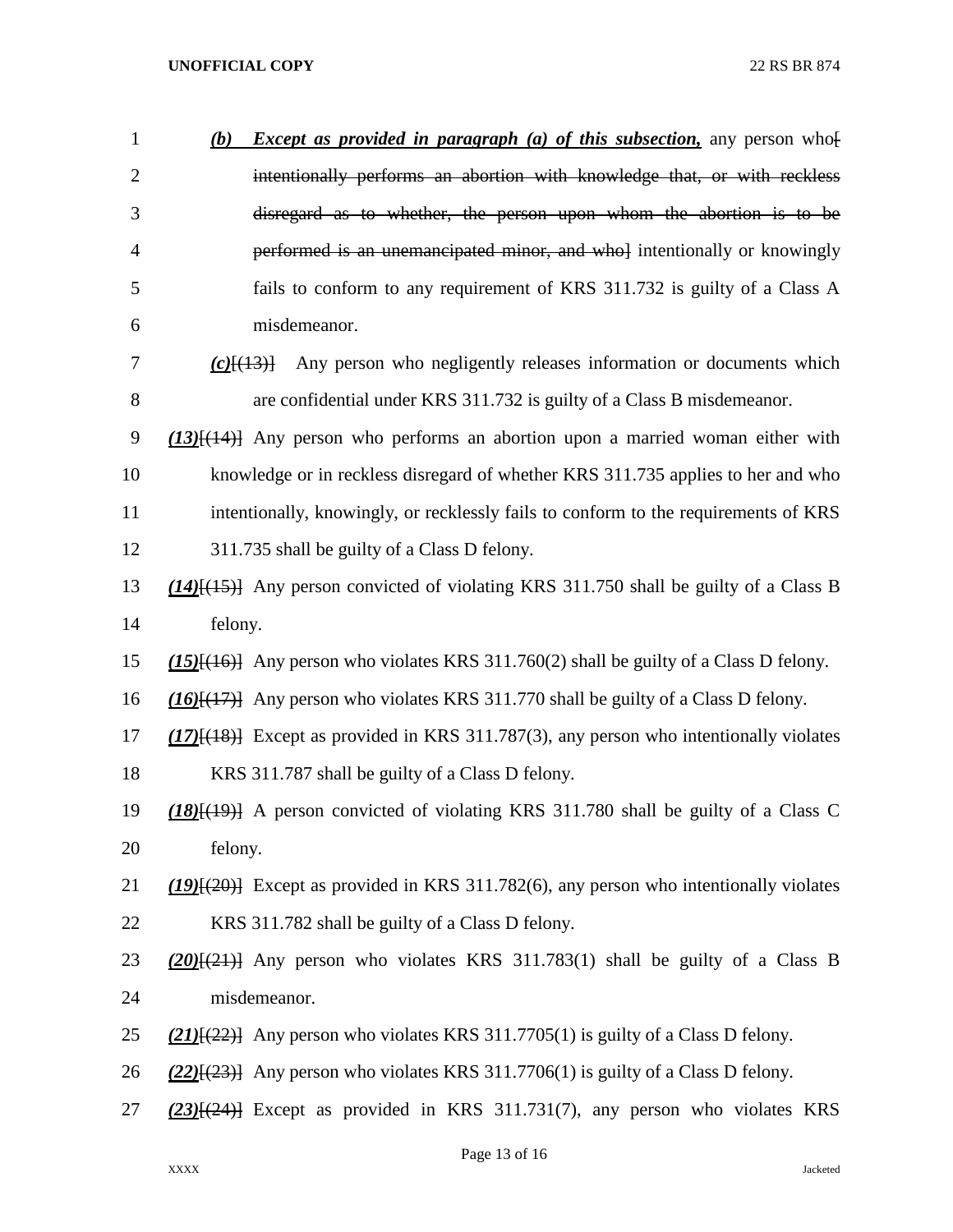*(b)* ***Except as provided in paragraph (a) of this subsection,*** any person who[ ~~intentionally performs an abortion with knowledge that, or with reckless disregard as to whether, the person upon whom the abortion is to be performed is an unemancipated minor, and who~~] intentionally or knowingly fails to conform to any requirement of KRS 311.732 is guilty of a Class A misdemeanor.

***(c)***[~~(13)~~] Any person who negligently releases information or documents which are confidential under KRS 311.732 is guilty of a Class B misdemeanor.

***(13)***[~~(14)~~] Any person who performs an abortion upon a married woman either with knowledge or in reckless disregard of whether KRS 311.735 applies to her and who intentionally, knowingly, or recklessly fails to conform to the requirements of KRS 311.735 shall be guilty of a Class D felony.

***(14)***[~~(15)~~] Any person convicted of violating KRS 311.750 shall be guilty of a Class B felony.

***(15)***[~~(16)~~] Any person who violates KRS 311.760(2) shall be guilty of a Class D felony.

***(16)***[~~(17)~~] Any person who violates KRS 311.770 shall be guilty of a Class D felony.

***(17)***[~~(18)~~] Except as provided in KRS 311.787(3), any person who intentionally violates KRS 311.787 shall be guilty of a Class D felony.

***(18)***[~~(19)~~] A person convicted of violating KRS 311.780 shall be guilty of a Class C felony.

***(19)***[~~(20)~~] Except as provided in KRS 311.782(6), any person who intentionally violates KRS 311.782 shall be guilty of a Class D felony.

***(20)***[~~(21)~~] Any person who violates KRS 311.783(1) shall be guilty of a Class B misdemeanor.

***(21)***[~~(22)~~] Any person who violates KRS 311.7705(1) is guilty of a Class D felony.

***(22)***[~~(23)~~] Any person who violates KRS 311.7706(1) is guilty of a Class D felony.

***(23)***[~~(24)~~] Except as provided in KRS 311.731(7), any person who violates KRS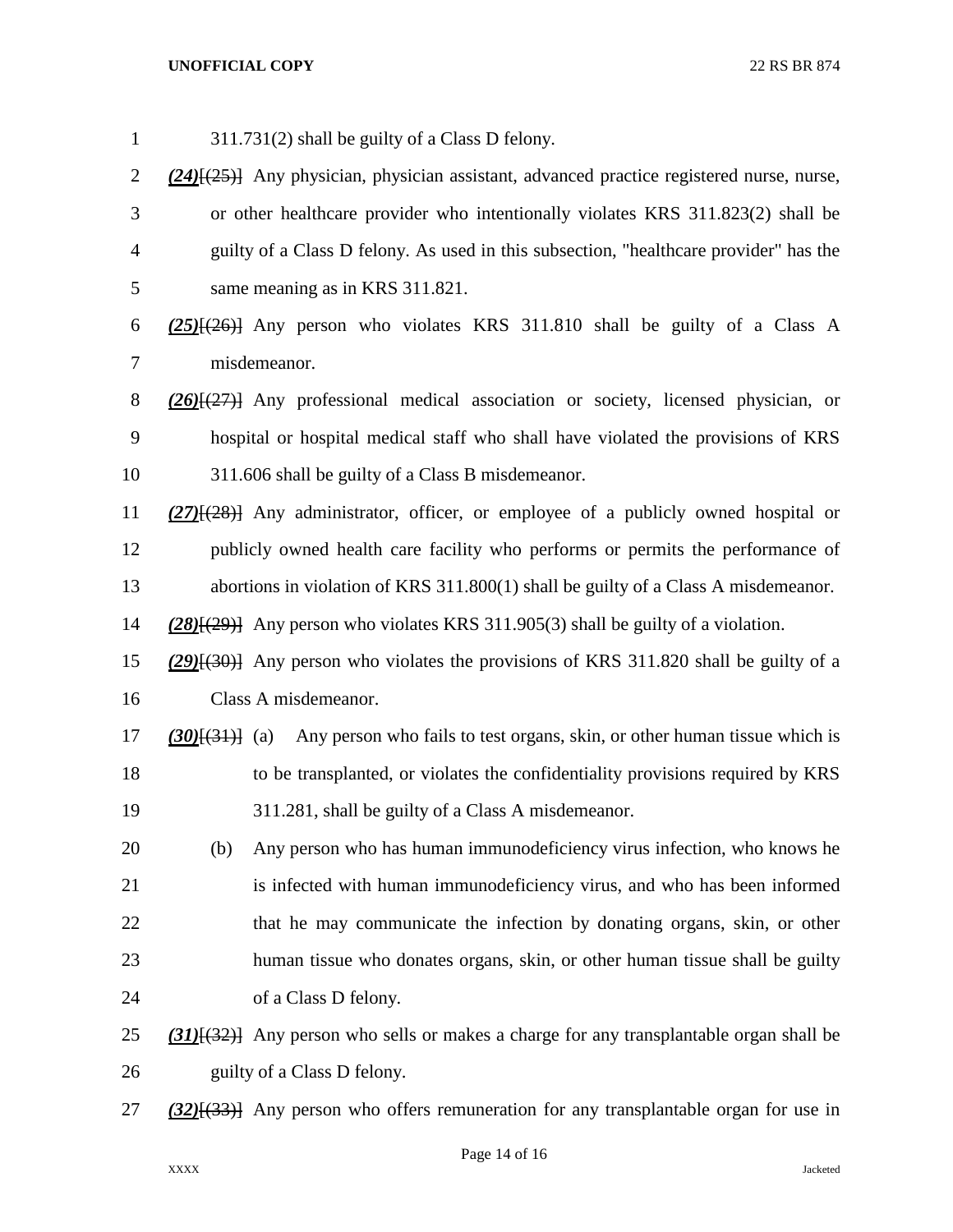311.731(2) shall be guilty of a Class D felony.

***(24)***[(25)] Any physician, physician assistant, advanced practice registered nurse, nurse, or other healthcare provider who intentionally violates KRS 311.823(2) shall be guilty of a Class D felony. As used in this subsection, "healthcare provider" has the same meaning as in KRS 311.821.

***(25)***[(26)] Any person who violates KRS 311.810 shall be guilty of a Class A misdemeanor.

***(26)***[(27)] Any professional medical association or society, licensed physician, or hospital or hospital medical staff who shall have violated the provisions of KRS 311.606 shall be guilty of a Class B misdemeanor.

***(27)***[(28)] Any administrator, officer, or employee of a publicly owned hospital or publicly owned health care facility who performs or permits the performance of abortions in violation of KRS 311.800(1) shall be guilty of a Class A misdemeanor.

***(28)***[(29)] Any person who violates KRS 311.905(3) shall be guilty of a violation.

***(29)***[(30)] Any person who violates the provisions of KRS 311.820 shall be guilty of a Class A misdemeanor.

***(30)***[(31)] (a) Any person who fails to test organs, skin, or other human tissue which is to be transplanted, or violates the confidentiality provisions required by KRS 311.281, shall be guilty of a Class A misdemeanor.

(b) Any person who has human immunodeficiency virus infection, who knows he is infected with human immunodeficiency virus, and who has been informed that he may communicate the infection by donating organs, skin, or other human tissue who donates organs, skin, or other human tissue shall be guilty of a Class D felony.

***(31)***[(32)] Any person who sells or makes a charge for any transplantable organ shall be guilty of a Class D felony.

***(32)***[(33)] Any person who offers remuneration for any transplantable organ for use in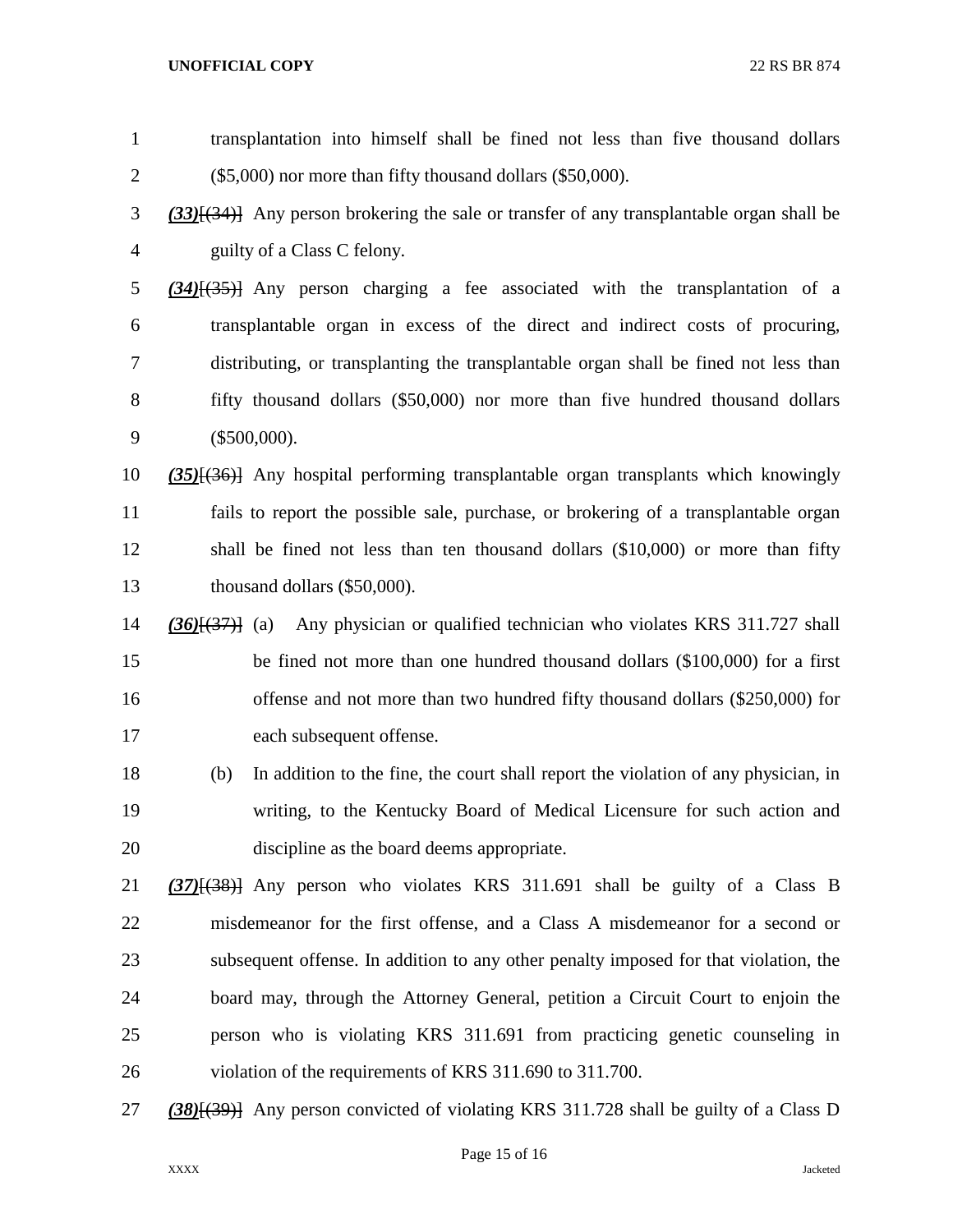transplantation into himself shall be fined not less than five thousand dollars ($5,000) nor more than fifty thousand dollars ($50,000).

***(33)***~~[(34)]~~ Any person brokering the sale or transfer of any transplantable organ shall be guilty of a Class C felony.

***(34)***~~[(35)]~~ Any person charging a fee associated with the transplantation of a transplantable organ in excess of the direct and indirect costs of procuring, distributing, or transplanting the transplantable organ shall be fined not less than fifty thousand dollars ($50,000) nor more than five hundred thousand dollars ($500,000).

***(35)***~~[(36)]~~ Any hospital performing transplantable organ transplants which knowingly fails to report the possible sale, purchase, or brokering of a transplantable organ shall be fined not less than ten thousand dollars ($10,000) or more than fifty thousand dollars ($50,000).

***(36)***~~[(37)]~~ (a) Any physician or qualified technician who violates KRS 311.727 shall be fined not more than one hundred thousand dollars ($100,000) for a first offense and not more than two hundred fifty thousand dollars ($250,000) for each subsequent offense.

(b) In addition to the fine, the court shall report the violation of any physician, in writing, to the Kentucky Board of Medical Licensure for such action and discipline as the board deems appropriate.

***(37)***~~[(38)]~~ Any person who violates KRS 311.691 shall be guilty of a Class B misdemeanor for the first offense, and a Class A misdemeanor for a second or subsequent offense. In addition to any other penalty imposed for that violation, the board may, through the Attorney General, petition a Circuit Court to enjoin the person who is violating KRS 311.691 from practicing genetic counseling in violation of the requirements of KRS 311.690 to 311.700.

***(38)***~~[(39)]~~ Any person convicted of violating KRS 311.728 shall be guilty of a Class D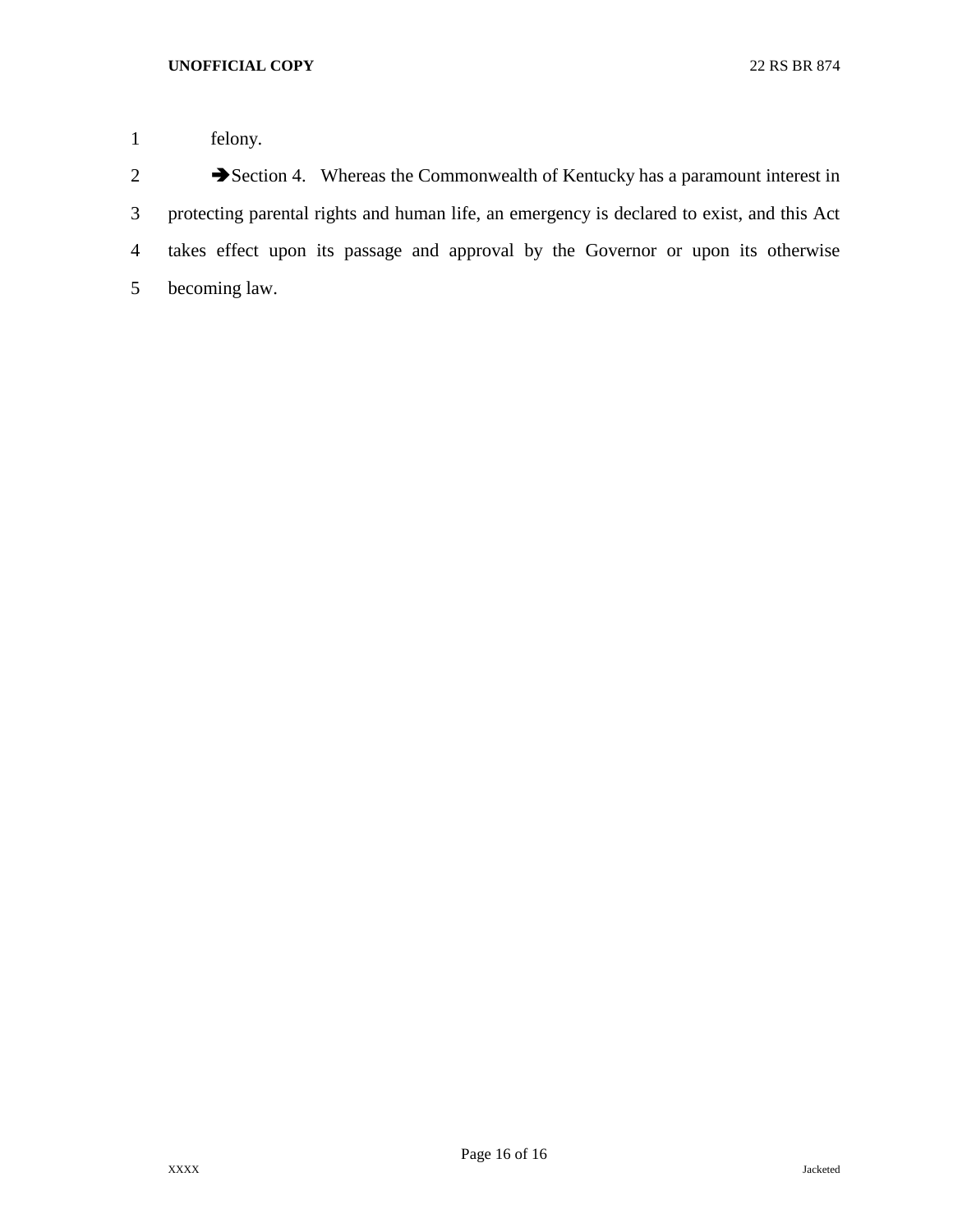felony.

➔Section 4. Whereas the Commonwealth of Kentucky has a paramount interest in protecting parental rights and human life, an emergency is declared to exist, and this Act takes effect upon its passage and approval by the Governor or upon its otherwise becoming law.